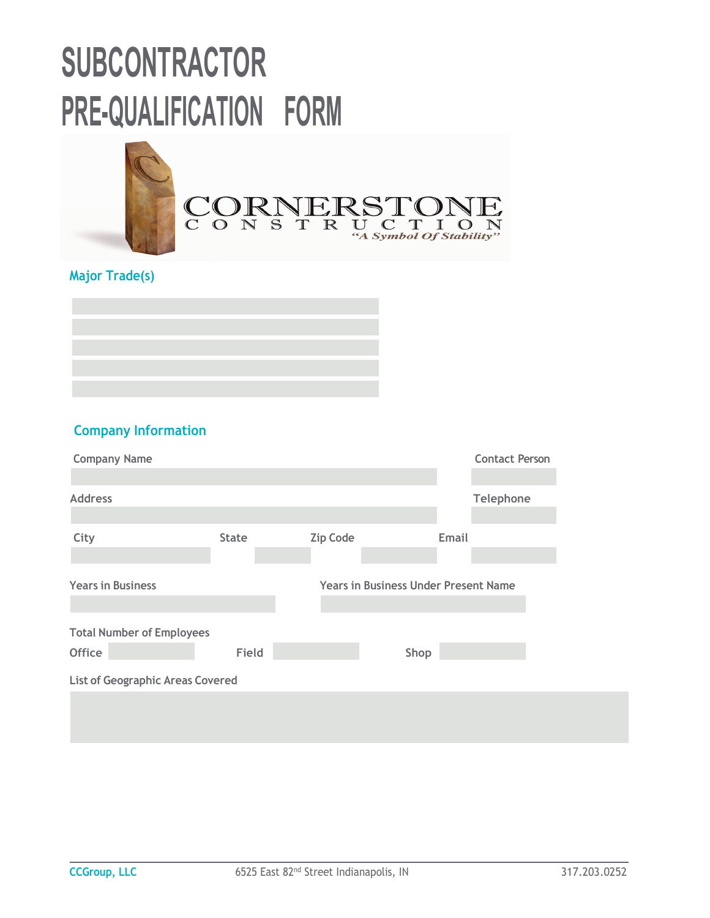# SUBCONTRACTOR PRE-QUALIFICATION FORM

CORNERSTONE CONSTRUCTION

*"A Symbol Of Stability"*

## Major Trade(s)

## Company Information

Company Name

Contact Person

Address

Telephone

City

State

Zip Code

Email

Years in Business

Years in Business Under Present Name

Total Number of Employees

Office

Field

Shop

List of Geographic Areas Covered

CCGroup, LLC — 6525 East 82nd Street Indianapolis, IN — 317.203.0252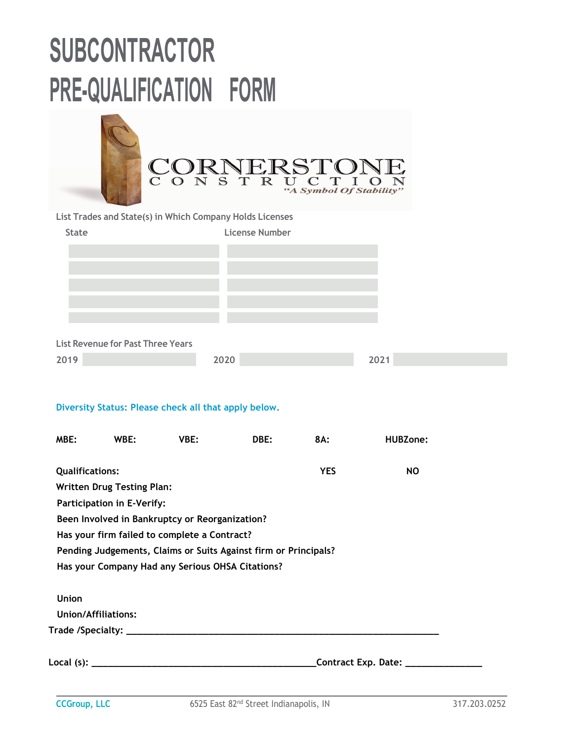# SUBCONTRACTOR PRE-QUALIFICATION FORM

CORNERSTONE CONSTRUCTION
*"A Symbol Of Stability"*

List Trades and State(s) in Which Company Holds Licenses

| State | License Number |
| --- | --- |
| | |
| | |
| | |
| | |
| | |

List Revenue for Past Three Years

| 2019 | | 2020 | | 2021 | |
| --- | --- | --- | --- | --- | --- |

**Diversity Status: Please check all that apply below.**

| MBE: | WBE: | VBE: | DBE: | 8A: | HUBZone: |
| --- | --- | --- | --- | --- | --- |

| Qualifications: | YES | NO |
| --- | --- | --- |
| Written Drug Testing Plan: | | |
| Participation in E-Verify: | | |
| Been Involved in Bankruptcy or Reorganization? | | |
| Has your firm failed to complete a Contract? | | |
| Pending Judgements, Claims or Suits Against firm or Principals? | | |
| Has your Company Had any Serious OHSA Citations? | | |

**Union**

**Union/Affiliations:**

**Trade /Specialty:** ____________________________________________________________

**Local (s):** ___________________________________________**Contract Exp. Date:** ______________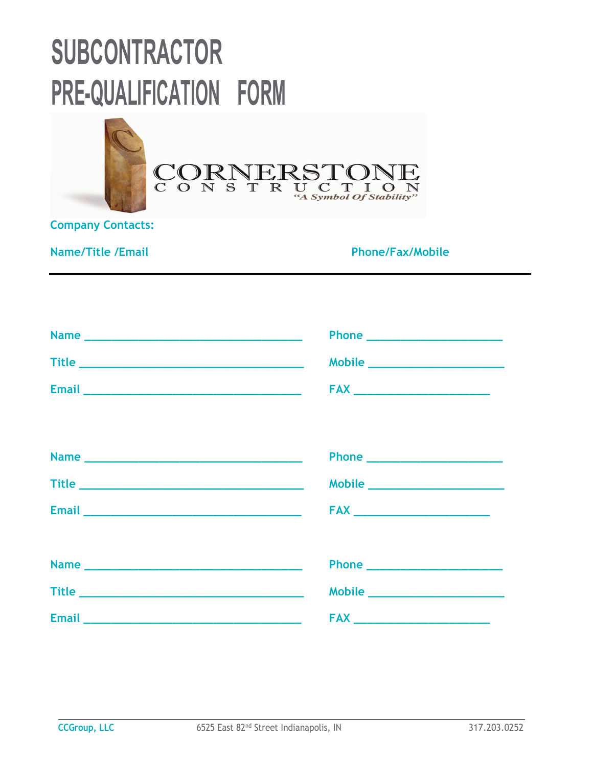# SUBCONTRACTOR PRE-QUALIFICATION FORM

CORNERSTONE CONSTRUCTION
*"A Symbol Of Stability"*

**Company Contacts:**

**Name/Title /Email** | **Phone/Fax/Mobile**

---

Name ________________________________ Phone ____________________

Title ________________________________ Mobile ____________________

Email ________________________________ FAX ____________________

Name ________________________________ Phone ____________________

Title ________________________________ Mobile ____________________

Email ________________________________ FAX ____________________

Name ________________________________ Phone ____________________

Title ________________________________ Mobile ____________________

Email ________________________________ FAX ____________________

CCGroup, LLC 6525 East 82nd Street Indianapolis, IN 317.203.0252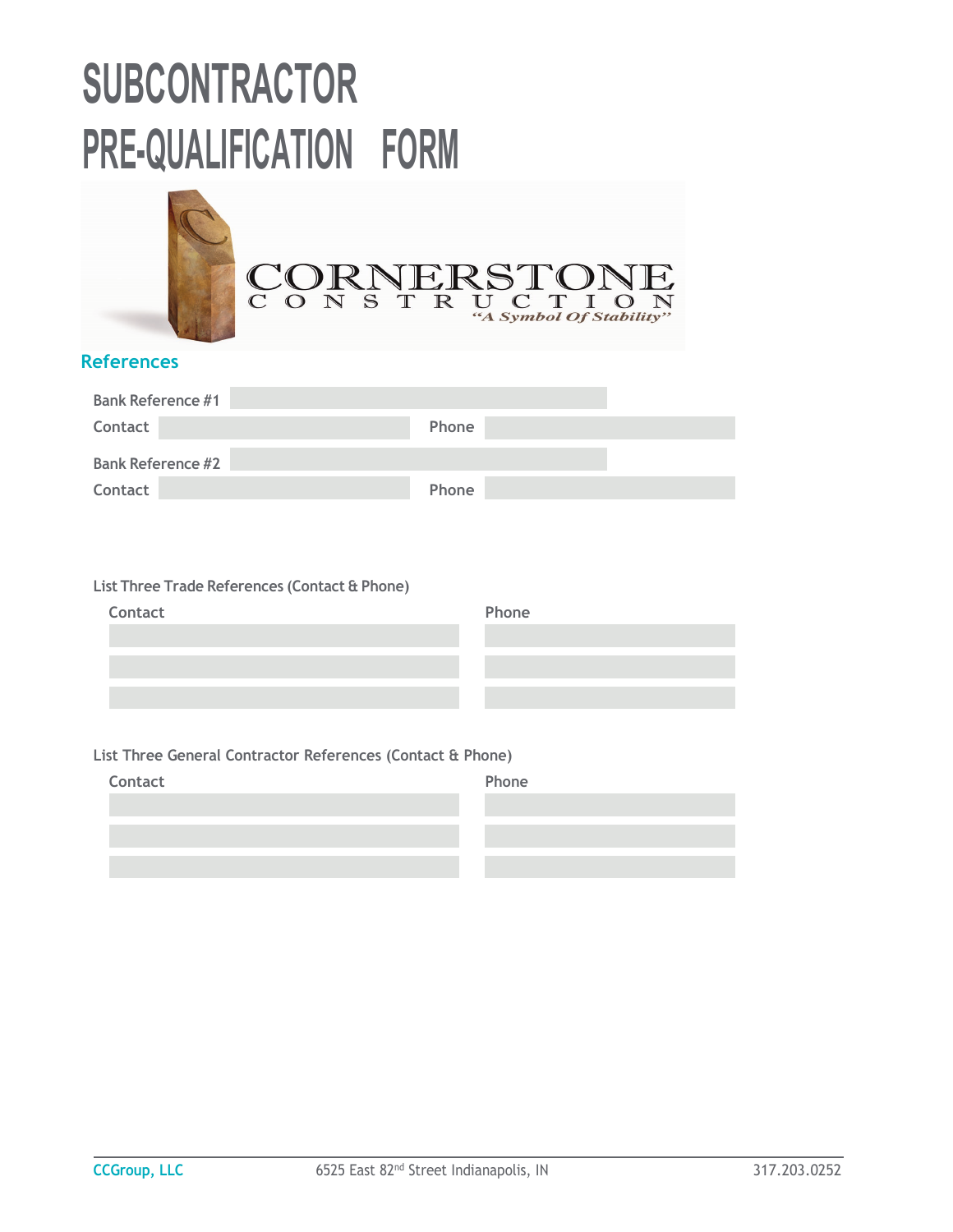# SUBCONTRACTOR PRE-QUALIFICATION FORM

CORNERSTONE
CONSTRUCTION
*"A Symbol Of Stability"*

## References

| | | | |
|---|---|---|---|
| Bank Reference #1 | | | |
| Contact | | Phone | |
| Bank Reference #2 | | | |
| Contact | | Phone | |

List Three Trade References (Contact & Phone)

| Contact | Phone |
|---|---|
| | |
| | |
| | |

List Three General Contractor References (Contact & Phone)

| Contact | Phone |
|---|---|
| | |
| | |
| | |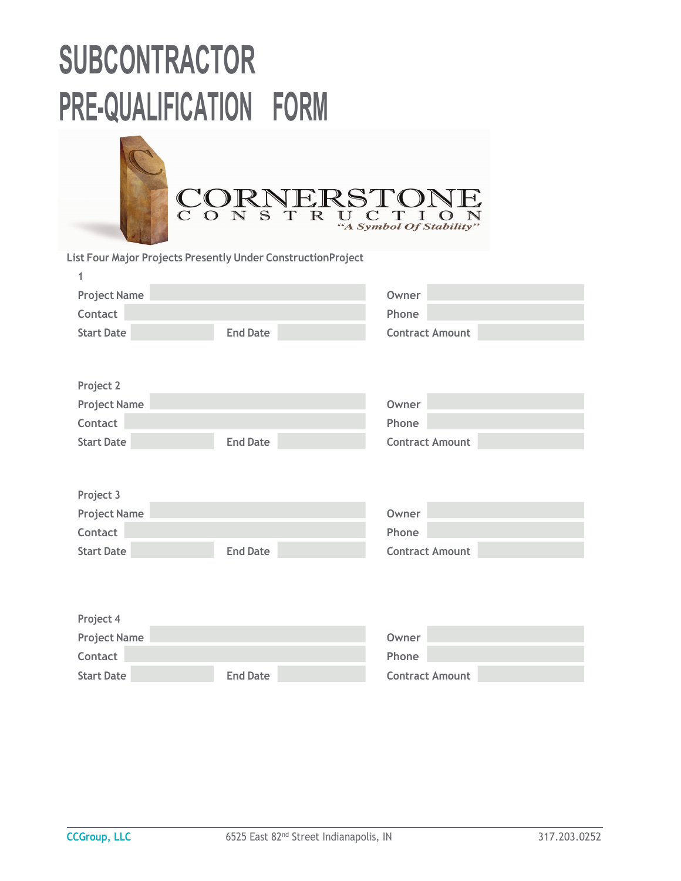# SUBCONTRACTOR PRE-QUALIFICATION FORM

CORNERSTONE CONSTRUCTION

*"A Symbol Of Stability"*

List Four Major Projects Presently Under ConstructionProject 1

| | | | |
|---|---|---|---|
| Project Name | | Owner | |
| Contact | | Phone | |
| Start Date | End Date | Contract Amount | |

Project 2

| | | | |
|---|---|---|---|
| Project Name | | Owner | |
| Contact | | Phone | |
| Start Date | End Date | Contract Amount | |

Project 3

| | | | |
|---|---|---|---|
| Project Name | | Owner | |
| Contact | | Phone | |
| Start Date | End Date | Contract Amount | |

Project 4

| | | | |
|---|---|---|---|
| Project Name | | Owner | |
| Contact | | Phone | |
| Start Date | End Date | Contract Amount | |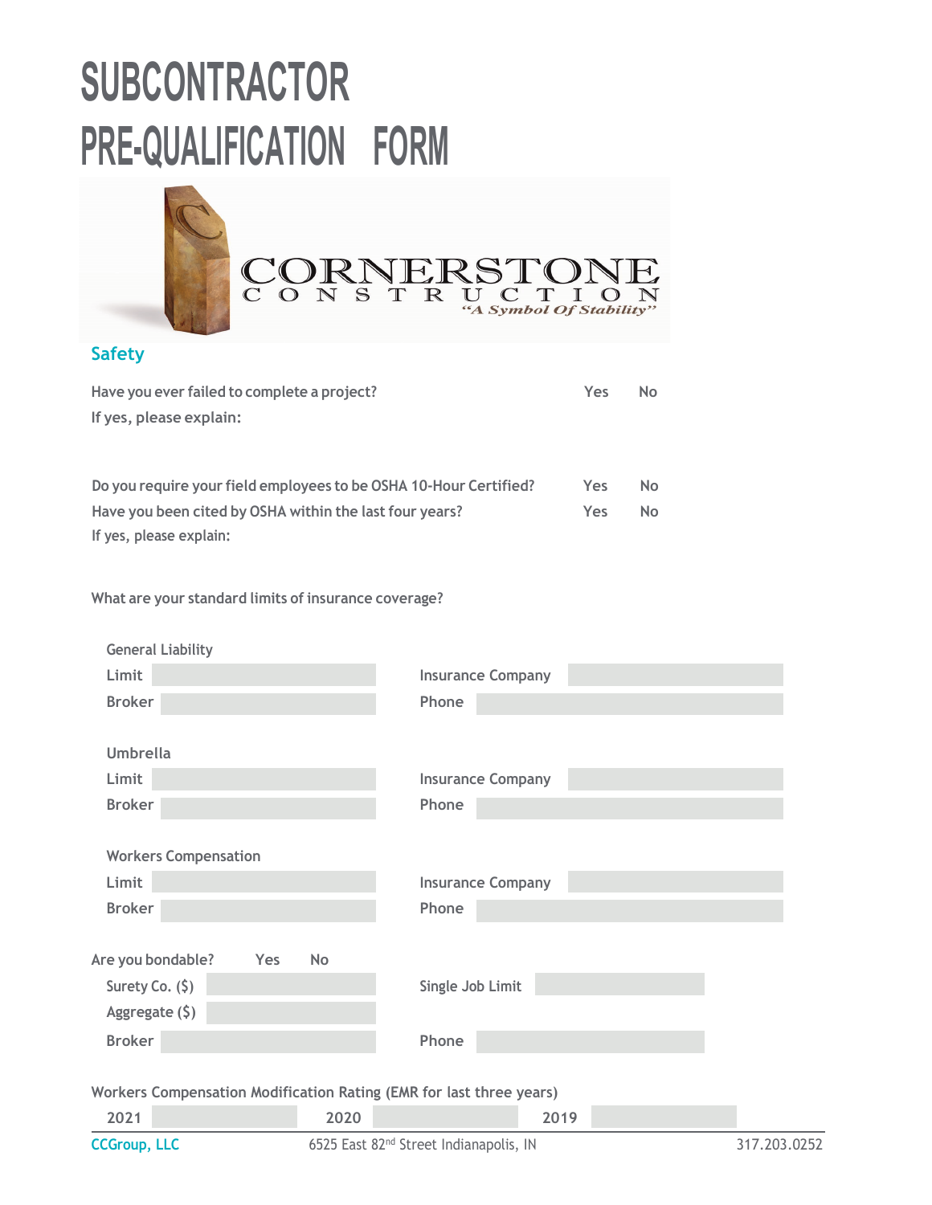# SUBCONTRACTOR PRE-QUALIFICATION FORM

CORNERSTONE CONSTRUCTION

*"A Symbol Of Stability"*

## Safety

Have you ever failed to complete a project? Yes No

If yes, please explain:

Do you require your field employees to be OSHA 10-Hour Certified? Yes No

Have you been cited by OSHA within the last four years? Yes No

If yes, please explain:

What are your standard limits of insurance coverage?

**General Liability**

| | | | |
|---|---|---|---|
| Limit | | Insurance Company | |
| Broker | | Phone | |

**Umbrella**

| | | | |
|---|---|---|---|
| Limit | | Insurance Company | |
| Broker | | Phone | |

**Workers Compensation**

| | | | |
|---|---|---|---|
| Limit | | Insurance Company | |
| Broker | | Phone | |

Are you bondable? Yes No

| | | | |
|---|---|---|---|
| Surety Co. ($) | | Single Job Limit | |
| Aggregate ($) | | | |
| Broker | | Phone | |

Workers Compensation Modification Rating (EMR for last three years)

| 2021 | | 2020 | | 2019 | |
|---|---|---|---|---|---|

CCGroup, LLC 6525 East 82nd Street Indianapolis, IN 317.203.0252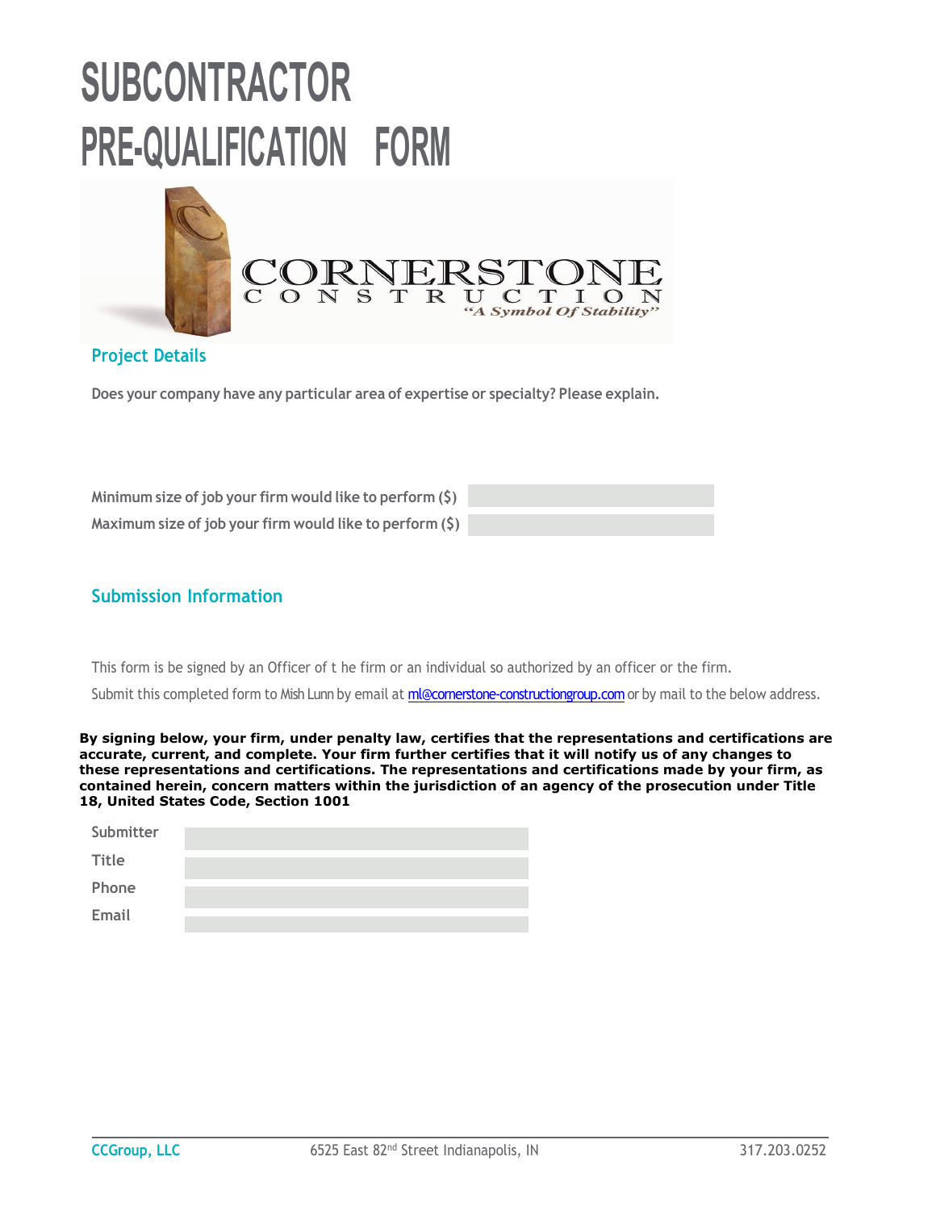# SUBCONTRACTOR PRE-QUALIFICATION FORM

CORNERSTONE CONSTRUCTION
*"A Symbol Of Stability"*

## Project Details

Does your company have any particular area of expertise or specialty? Please explain.

| | |
|---|---|
| Minimum size of job your firm would like to perform ($) | |
| Maximum size of job your firm would like to perform ($) | |

## Submission Information

This form is be signed by an Officer of t he firm or an individual so authorized by an officer or the firm.

Submit this completed form to Mish Lunn by email at ml@cornerstone-constructiongroup.com or by mail to the below address.

**By signing below, your firm, under penalty law, certifies that the representations and certifications are accurate, current, and complete. Your firm further certifies that it will notify us of any changes to these representations and certifications. The representations and certifications made by your firm, as contained herein, concern matters within the jurisdiction of an agency of the prosecution under Title 18, United States Code, Section 1001**

| | |
|---|---|
| Submitter | |
| Title | |
| Phone | |
| Email | |

CCGroup, LLC 6525 East 82nd Street Indianapolis, IN 317.203.0252